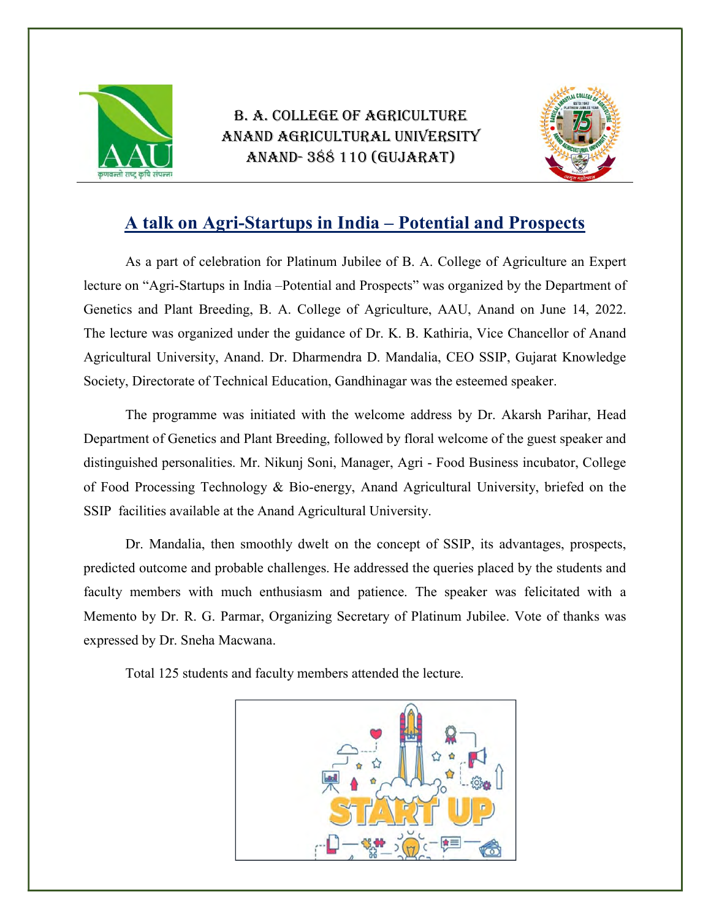B. A. COLLEGE OF AGRICULTURE
ANAND AGRICULTURAL UNIVERSITY
ANAND- 388 110 (GUJARAT)

# A talk on Agri-Startups in India – Potential and Prospects

As a part of celebration for Platinum Jubilee of B. A. College of Agriculture an Expert lecture on "Agri-Startups in India –Potential and Prospects" was organized by the Department of Genetics and Plant Breeding, B. A. College of Agriculture, AAU, Anand on June 14, 2022. The lecture was organized under the guidance of Dr. K. B. Kathiria, Vice Chancellor of Anand Agricultural University, Anand. Dr. Dharmendra D. Mandalia, CEO SSIP, Gujarat Knowledge Society, Directorate of Technical Education, Gandhinagar was the esteemed speaker.

The programme was initiated with the welcome address by Dr. Akarsh Parihar, Head Department of Genetics and Plant Breeding, followed by floral welcome of the guest speaker and distinguished personalities. Mr. Nikunj Soni, Manager, Agri - Food Business incubator, College of Food Processing Technology & Bio-energy, Anand Agricultural University, briefed on the SSIP facilities available at the Anand Agricultural University.

Dr. Mandalia, then smoothly dwelt on the concept of SSIP, its advantages, prospects, predicted outcome and probable challenges. He addressed the queries placed by the students and faculty members with much enthusiasm and patience. The speaker was felicitated with a Memento by Dr. R. G. Parmar, Organizing Secretary of Platinum Jubilee. Vote of thanks was expressed by Dr. Sneha Macwana.

Total 125 students and faculty members attended the lecture.